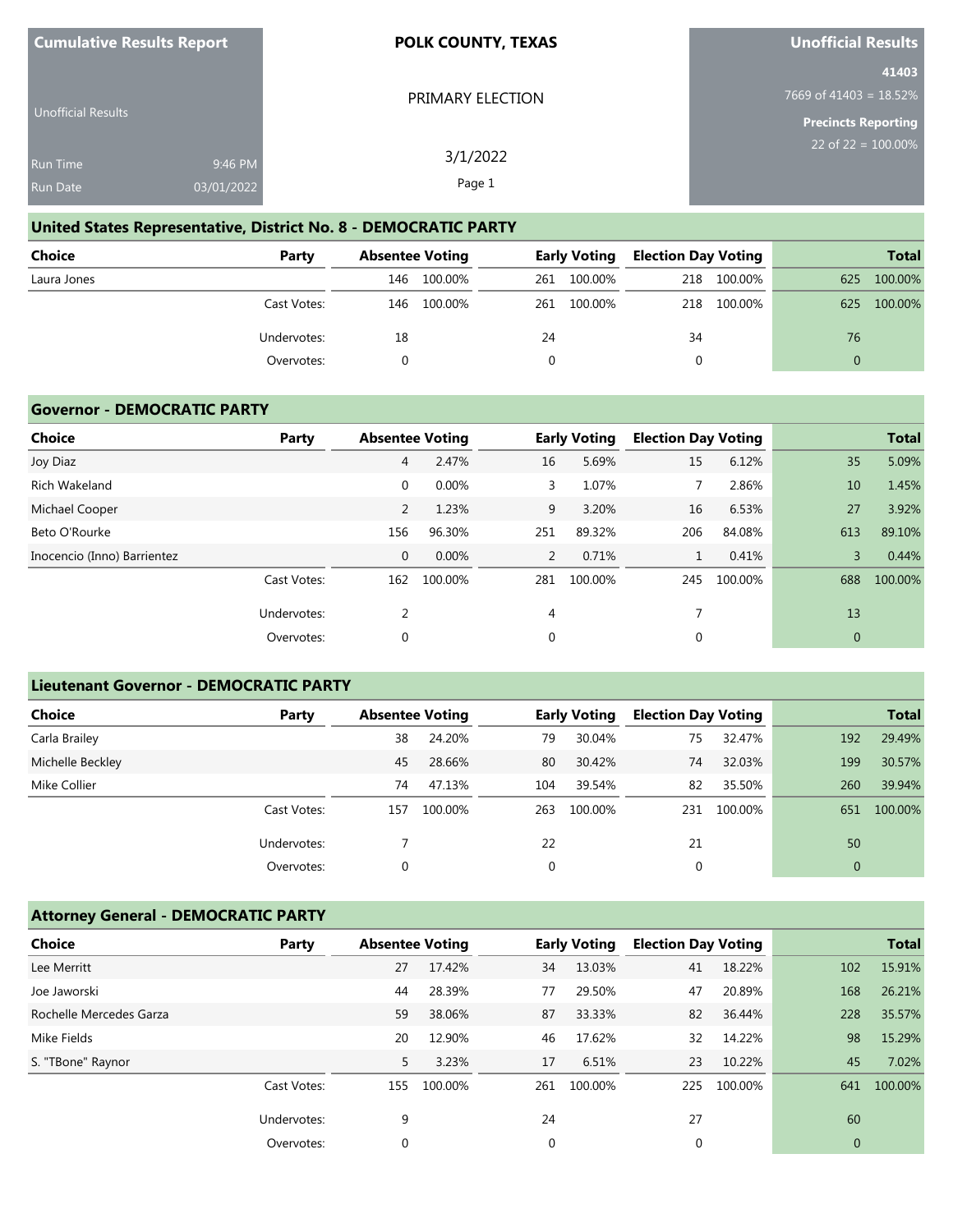**Cumulative Results Report**

Unofficial Results

Run Time 9:46 PM
Run Date 03/01/2022

**POLK COUNTY, TEXAS**

PRIMARY ELECTION

3/1/2022

**Unofficial Results**

**41403**
7669 of 41403 = 18.52%

**Precincts Reporting**
22 of 22 = 100.00%

## United States Representative, District No. 8 - DEMOCRATIC PARTY

| Choice | Party | Absentee Voting | | Early Voting | | Election Day Voting | | Total | |
|---|---|---|---|---|---|---|---|---|---|
| Laura Jones | | 146 | 100.00% | 261 | 100.00% | 218 | 100.00% | 625 | 100.00% |
| | Cast Votes: | 146 | 100.00% | 261 | 100.00% | 218 | 100.00% | 625 | 100.00% |
| | Undervotes: | 18 | | 24 | | 34 | | 76 | |
| | Overvotes: | 0 | | 0 | | 0 | | 0 | |

## Governor - DEMOCRATIC PARTY

| Choice | Party | Absentee Voting | | Early Voting | | Election Day Voting | | Total | |
|---|---|---|---|---|---|---|---|---|---|
| Joy Diaz | | 4 | 2.47% | 16 | 5.69% | 15 | 6.12% | 35 | 5.09% |
| Rich Wakeland | | 0 | 0.00% | 3 | 1.07% | 7 | 2.86% | 10 | 1.45% |
| Michael Cooper | | 2 | 1.23% | 9 | 3.20% | 16 | 6.53% | 27 | 3.92% |
| Beto O'Rourke | | 156 | 96.30% | 251 | 89.32% | 206 | 84.08% | 613 | 89.10% |
| Inocencio (Inno) Barrientez | | 0 | 0.00% | 2 | 0.71% | 1 | 0.41% | 3 | 0.44% |
| | Cast Votes: | 162 | 100.00% | 281 | 100.00% | 245 | 100.00% | 688 | 100.00% |
| | Undervotes: | 2 | | 4 | | 7 | | 13 | |
| | Overvotes: | 0 | | 0 | | 0 | | 0 | |

## Lieutenant Governor - DEMOCRATIC PARTY

| Choice | Party | Absentee Voting | | Early Voting | | Election Day Voting | | Total | |
|---|---|---|---|---|---|---|---|---|---|
| Carla Brailey | | 38 | 24.20% | 79 | 30.04% | 75 | 32.47% | 192 | 29.49% |
| Michelle Beckley | | 45 | 28.66% | 80 | 30.42% | 74 | 32.03% | 199 | 30.57% |
| Mike Collier | | 74 | 47.13% | 104 | 39.54% | 82 | 35.50% | 260 | 39.94% |
| | Cast Votes: | 157 | 100.00% | 263 | 100.00% | 231 | 100.00% | 651 | 100.00% |
| | Undervotes: | 7 | | 22 | | 21 | | 50 | |
| | Overvotes: | 0 | | 0 | | 0 | | 0 | |

## Attorney General - DEMOCRATIC PARTY

| Choice | Party | Absentee Voting | | Early Voting | | Election Day Voting | | Total | |
|---|---|---|---|---|---|---|---|---|---|
| Lee Merritt | | 27 | 17.42% | 34 | 13.03% | 41 | 18.22% | 102 | 15.91% |
| Joe Jaworski | | 44 | 28.39% | 77 | 29.50% | 47 | 20.89% | 168 | 26.21% |
| Rochelle Mercedes Garza | | 59 | 38.06% | 87 | 33.33% | 82 | 36.44% | 228 | 35.57% |
| Mike Fields | | 20 | 12.90% | 46 | 17.62% | 32 | 14.22% | 98 | 15.29% |
| S. "TBone" Raynor | | 5 | 3.23% | 17 | 6.51% | 23 | 10.22% | 45 | 7.02% |
| | Cast Votes: | 155 | 100.00% | 261 | 100.00% | 225 | 100.00% | 641 | 100.00% |
| | Undervotes: | 9 | | 24 | | 27 | | 60 | |
| | Overvotes: | 0 | | 0 | | 0 | | 0 | |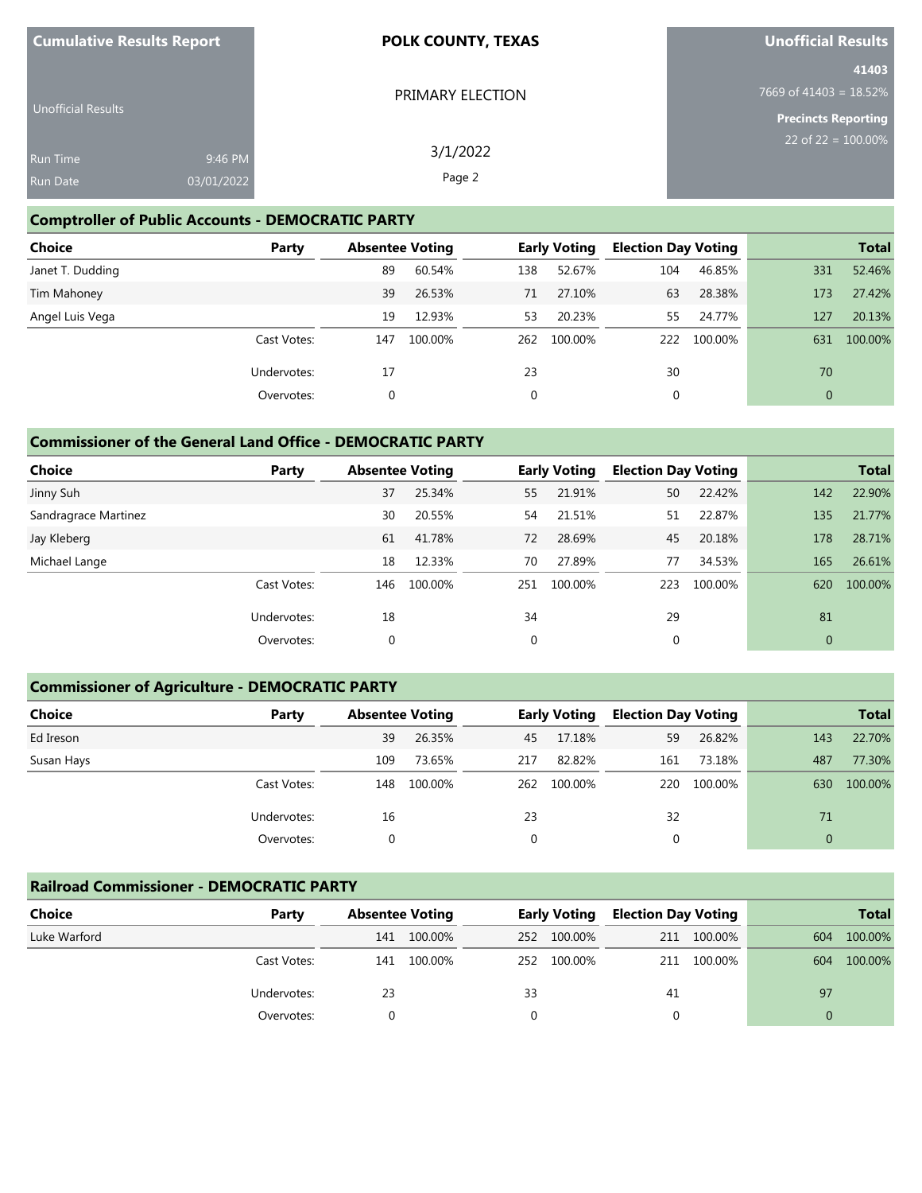Cumulative Results Report

Unofficial Results

Run Time 9:46 PM
Run Date 03/01/2022

**POLK COUNTY, TEXAS**

PRIMARY ELECTION

3/1/2022

**Unofficial Results**

**41403**

7669 of 41403 = 18.52%

**Precincts Reporting**

22 of 22 = 100.00%

## Comptroller of Public Accounts - DEMOCRATIC PARTY

| Choice | Party | Absentee Voting | | Early Voting | | Election Day Voting | | Total | |
|---|---|---|---|---|---|---|---|---|---|
| Janet T. Dudding | | 89 | 60.54% | 138 | 52.67% | 104 | 46.85% | 331 | 52.46% |
| Tim Mahoney | | 39 | 26.53% | 71 | 27.10% | 63 | 28.38% | 173 | 27.42% |
| Angel Luis Vega | | 19 | 12.93% | 53 | 20.23% | 55 | 24.77% | 127 | 20.13% |
| | Cast Votes: | 147 | 100.00% | 262 | 100.00% | 222 | 100.00% | 631 | 100.00% |
| | Undervotes: | 17 | | 23 | | 30 | | 70 | |
| | Overvotes: | 0 | | 0 | | 0 | | 0 | |

## Commissioner of the General Land Office - DEMOCRATIC PARTY

| Choice | Party | Absentee Voting | | Early Voting | | Election Day Voting | | Total | |
|---|---|---|---|---|---|---|---|---|---|
| Jinny Suh | | 37 | 25.34% | 55 | 21.91% | 50 | 22.42% | 142 | 22.90% |
| Sandragrace Martinez | | 30 | 20.55% | 54 | 21.51% | 51 | 22.87% | 135 | 21.77% |
| Jay Kleberg | | 61 | 41.78% | 72 | 28.69% | 45 | 20.18% | 178 | 28.71% |
| Michael Lange | | 18 | 12.33% | 70 | 27.89% | 77 | 34.53% | 165 | 26.61% |
| | Cast Votes: | 146 | 100.00% | 251 | 100.00% | 223 | 100.00% | 620 | 100.00% |
| | Undervotes: | 18 | | 34 | | 29 | | 81 | |
| | Overvotes: | 0 | | 0 | | 0 | | 0 | |

## Commissioner of Agriculture - DEMOCRATIC PARTY

| Choice | Party | Absentee Voting | | Early Voting | | Election Day Voting | | Total | |
|---|---|---|---|---|---|---|---|---|---|
| Ed Ireson | | 39 | 26.35% | 45 | 17.18% | 59 | 26.82% | 143 | 22.70% |
| Susan Hays | | 109 | 73.65% | 217 | 82.82% | 161 | 73.18% | 487 | 77.30% |
| | Cast Votes: | 148 | 100.00% | 262 | 100.00% | 220 | 100.00% | 630 | 100.00% |
| | Undervotes: | 16 | | 23 | | 32 | | 71 | |
| | Overvotes: | 0 | | 0 | | 0 | | 0 | |

## Railroad Commissioner - DEMOCRATIC PARTY

| Choice | Party | Absentee Voting | | Early Voting | | Election Day Voting | | Total | |
|---|---|---|---|---|---|---|---|---|---|
| Luke Warford | | 141 | 100.00% | 252 | 100.00% | 211 | 100.00% | 604 | 100.00% |
| | Cast Votes: | 141 | 100.00% | 252 | 100.00% | 211 | 100.00% | 604 | 100.00% |
| | Undervotes: | 23 | | 33 | | 41 | | 97 | |
| | Overvotes: | 0 | | 0 | | 0 | | 0 | |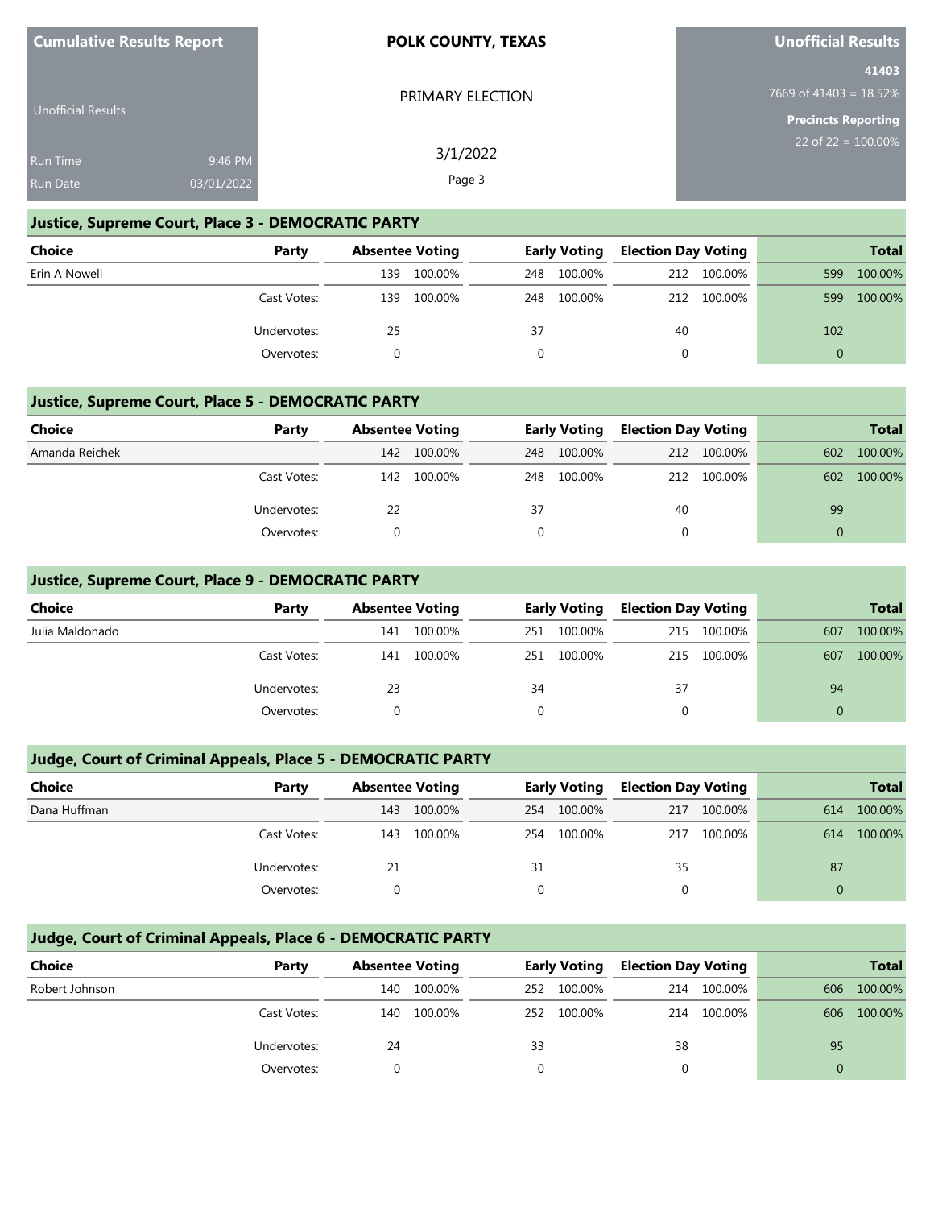| Cumulative Results Report | POLK COUNTY, TEXAS | Unofficial Results |
|---|---|---|
| Unofficial Results | PRIMARY ELECTION | 41403 |
| Run Time 9:46 PM | 3/1/2022 | 7669 of 41403 = 18.52% |
| Run Date 03/01/2022 | | Precincts Reporting 22 of 22 = 100.00% |

## Justice, Supreme Court, Place 3 - DEMOCRATIC PARTY

| Choice | Party | Absentee Voting | | Early Voting | | Election Day Voting | | Total | |
|---|---|---|---|---|---|---|---|---|---|
| Erin A Nowell | | 139 | 100.00% | 248 | 100.00% | 212 | 100.00% | 599 | 100.00% |
| | Cast Votes: | 139 | 100.00% | 248 | 100.00% | 212 | 100.00% | 599 | 100.00% |
| | Undervotes: | 25 | | 37 | | 40 | | 102 | |
| | Overvotes: | 0 | | 0 | | 0 | | 0 | |

## Justice, Supreme Court, Place 5 - DEMOCRATIC PARTY

| Choice | Party | Absentee Voting | | Early Voting | | Election Day Voting | | Total | |
|---|---|---|---|---|---|---|---|---|---|
| Amanda Reichek | | 142 | 100.00% | 248 | 100.00% | 212 | 100.00% | 602 | 100.00% |
| | Cast Votes: | 142 | 100.00% | 248 | 100.00% | 212 | 100.00% | 602 | 100.00% |
| | Undervotes: | 22 | | 37 | | 40 | | 99 | |
| | Overvotes: | 0 | | 0 | | 0 | | 0 | |

## Justice, Supreme Court, Place 9 - DEMOCRATIC PARTY

| Choice | Party | Absentee Voting | | Early Voting | | Election Day Voting | | Total | |
|---|---|---|---|---|---|---|---|---|---|
| Julia Maldonado | | 141 | 100.00% | 251 | 100.00% | 215 | 100.00% | 607 | 100.00% |
| | Cast Votes: | 141 | 100.00% | 251 | 100.00% | 215 | 100.00% | 607 | 100.00% |
| | Undervotes: | 23 | | 34 | | 37 | | 94 | |
| | Overvotes: | 0 | | 0 | | 0 | | 0 | |

## Judge, Court of Criminal Appeals, Place 5 - DEMOCRATIC PARTY

| Choice | Party | Absentee Voting | | Early Voting | | Election Day Voting | | Total | |
|---|---|---|---|---|---|---|---|---|---|
| Dana Huffman | | 143 | 100.00% | 254 | 100.00% | 217 | 100.00% | 614 | 100.00% |
| | Cast Votes: | 143 | 100.00% | 254 | 100.00% | 217 | 100.00% | 614 | 100.00% |
| | Undervotes: | 21 | | 31 | | 35 | | 87 | |
| | Overvotes: | 0 | | 0 | | 0 | | 0 | |

## Judge, Court of Criminal Appeals, Place 6 - DEMOCRATIC PARTY

| Choice | Party | Absentee Voting | | Early Voting | | Election Day Voting | | Total | |
|---|---|---|---|---|---|---|---|---|---|
| Robert Johnson | | 140 | 100.00% | 252 | 100.00% | 214 | 100.00% | 606 | 100.00% |
| | Cast Votes: | 140 | 100.00% | 252 | 100.00% | 214 | 100.00% | 606 | 100.00% |
| | Undervotes: | 24 | | 33 | | 38 | | 95 | |
| | Overvotes: | 0 | | 0 | | 0 | | 0 | |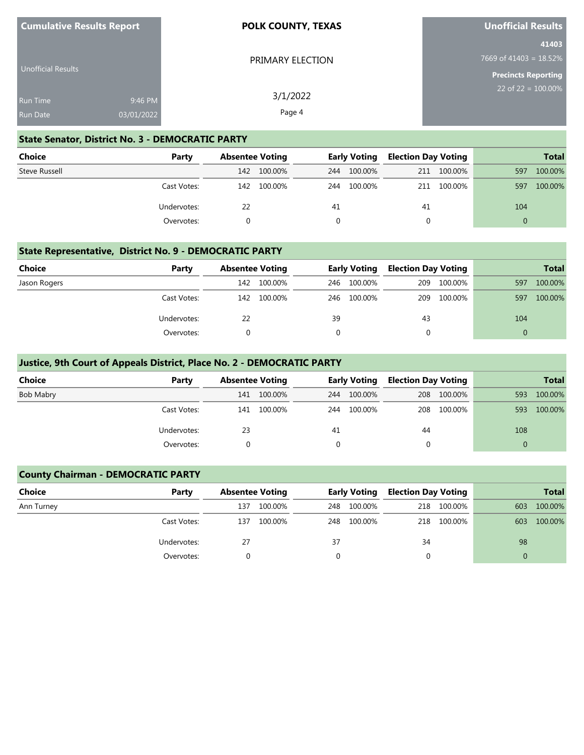| Cumulative Results Report | POLK COUNTY, TEXAS | Unofficial Results |
|---|---|---|
| Unofficial Results | PRIMARY ELECTION | 41403 |
| | | 7669 of 41403 = 18.52% |
| Run Time 9:46 PM | 3/1/2022 | Precincts Reporting |
| Run Date 03/01/2022 | | 22 of 22 = 100.00% |

## State Senator, District No. 3 - DEMOCRATIC PARTY

| Choice | Party | Absentee Voting | | Early Voting | | Election Day Voting | | Total | |
|---|---|---|---|---|---|---|---|---|---|
| Steve Russell | | 142 | 100.00% | 244 | 100.00% | 211 | 100.00% | 597 | 100.00% |
| | Cast Votes: | 142 | 100.00% | 244 | 100.00% | 211 | 100.00% | 597 | 100.00% |
| | Undervotes: | 22 | | 41 | | 41 | | 104 | |
| | Overvotes: | 0 | | 0 | | 0 | | 0 | |

## State Representative, District No. 9 - DEMOCRATIC PARTY

| Choice | Party | Absentee Voting | | Early Voting | | Election Day Voting | | Total | |
|---|---|---|---|---|---|---|---|---|---|
| Jason Rogers | | 142 | 100.00% | 246 | 100.00% | 209 | 100.00% | 597 | 100.00% |
| | Cast Votes: | 142 | 100.00% | 246 | 100.00% | 209 | 100.00% | 597 | 100.00% |
| | Undervotes: | 22 | | 39 | | 43 | | 104 | |
| | Overvotes: | 0 | | 0 | | 0 | | 0 | |

## Justice, 9th Court of Appeals District, Place No. 2 - DEMOCRATIC PARTY

| Choice | Party | Absentee Voting | | Early Voting | | Election Day Voting | | Total | |
|---|---|---|---|---|---|---|---|---|---|
| Bob Mabry | | 141 | 100.00% | 244 | 100.00% | 208 | 100.00% | 593 | 100.00% |
| | Cast Votes: | 141 | 100.00% | 244 | 100.00% | 208 | 100.00% | 593 | 100.00% |
| | Undervotes: | 23 | | 41 | | 44 | | 108 | |
| | Overvotes: | 0 | | 0 | | 0 | | 0 | |

## County Chairman - DEMOCRATIC PARTY

| Choice | Party | Absentee Voting | | Early Voting | | Election Day Voting | | Total | |
|---|---|---|---|---|---|---|---|---|---|
| Ann Turney | | 137 | 100.00% | 248 | 100.00% | 218 | 100.00% | 603 | 100.00% |
| | Cast Votes: | 137 | 100.00% | 248 | 100.00% | 218 | 100.00% | 603 | 100.00% |
| | Undervotes: | 27 | | 37 | | 34 | | 98 | |
| | Overvotes: | 0 | | 0 | | 0 | | 0 | |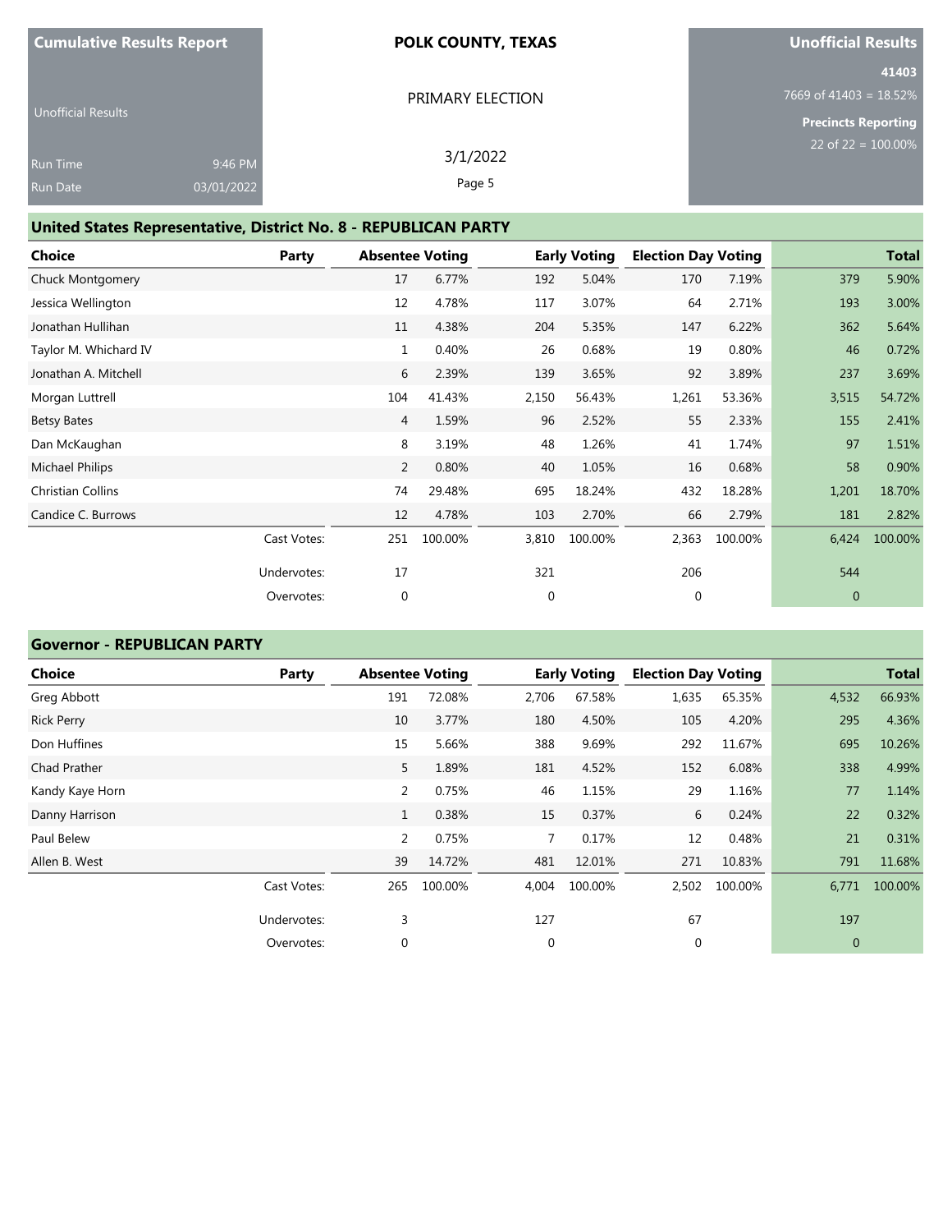| Cumulative Results Report | | POLK COUNTY, TEXAS | Unofficial Results |
|---|---|---|---|
| Unofficial Results | | PRIMARY ELECTION | 41403 |
| | | | 7669 of 41403 = 18.52% |
| | | | Precincts Reporting |
| Run Time | 9:46 PM | 3/1/2022 | 22 of 22 = 100.00% |
| Run Date | 03/01/2022 | | |

## United States Representative, District No. 8 - REPUBLICAN PARTY

| Choice | Party | Absentee Voting | | Early Voting | | Election Day Voting | | Total | |
|---|---|---|---|---|---|---|---|---|---|
| Chuck Montgomery | | 17 | 6.77% | 192 | 5.04% | 170 | 7.19% | 379 | 5.90% |
| Jessica Wellington | | 12 | 4.78% | 117 | 3.07% | 64 | 2.71% | 193 | 3.00% |
| Jonathan Hullihan | | 11 | 4.38% | 204 | 5.35% | 147 | 6.22% | 362 | 5.64% |
| Taylor M. Whichard IV | | 1 | 0.40% | 26 | 0.68% | 19 | 0.80% | 46 | 0.72% |
| Jonathan A. Mitchell | | 6 | 2.39% | 139 | 3.65% | 92 | 3.89% | 237 | 3.69% |
| Morgan Luttrell | | 104 | 41.43% | 2,150 | 56.43% | 1,261 | 53.36% | 3,515 | 54.72% |
| Betsy Bates | | 4 | 1.59% | 96 | 2.52% | 55 | 2.33% | 155 | 2.41% |
| Dan McKaughan | | 8 | 3.19% | 48 | 1.26% | 41 | 1.74% | 97 | 1.51% |
| Michael Philips | | 2 | 0.80% | 40 | 1.05% | 16 | 0.68% | 58 | 0.90% |
| Christian Collins | | 74 | 29.48% | 695 | 18.24% | 432 | 18.28% | 1,201 | 18.70% |
| Candice C. Burrows | | 12 | 4.78% | 103 | 2.70% | 66 | 2.79% | 181 | 2.82% |
| | Cast Votes: | 251 | 100.00% | 3,810 | 100.00% | 2,363 | 100.00% | 6,424 | 100.00% |
| | Undervotes: | 17 | | 321 | | 206 | | 544 | |
| | Overvotes: | 0 | | 0 | | 0 | | 0 | |

## Governor - REPUBLICAN PARTY

| Choice | Party | Absentee Voting | | Early Voting | | Election Day Voting | | Total | |
|---|---|---|---|---|---|---|---|---|---|
| Greg Abbott | | 191 | 72.08% | 2,706 | 67.58% | 1,635 | 65.35% | 4,532 | 66.93% |
| Rick Perry | | 10 | 3.77% | 180 | 4.50% | 105 | 4.20% | 295 | 4.36% |
| Don Huffines | | 15 | 5.66% | 388 | 9.69% | 292 | 11.67% | 695 | 10.26% |
| Chad Prather | | 5 | 1.89% | 181 | 4.52% | 152 | 6.08% | 338 | 4.99% |
| Kandy Kaye Horn | | 2 | 0.75% | 46 | 1.15% | 29 | 1.16% | 77 | 1.14% |
| Danny Harrison | | 1 | 0.38% | 15 | 0.37% | 6 | 0.24% | 22 | 0.32% |
| Paul Belew | | 2 | 0.75% | 7 | 0.17% | 12 | 0.48% | 21 | 0.31% |
| Allen B. West | | 39 | 14.72% | 481 | 12.01% | 271 | 10.83% | 791 | 11.68% |
| | Cast Votes: | 265 | 100.00% | 4,004 | 100.00% | 2,502 | 100.00% | 6,771 | 100.00% |
| | Undervotes: | 3 | | 127 | | 67 | | 197 | |
| | Overvotes: | 0 | | 0 | | 0 | | 0 | |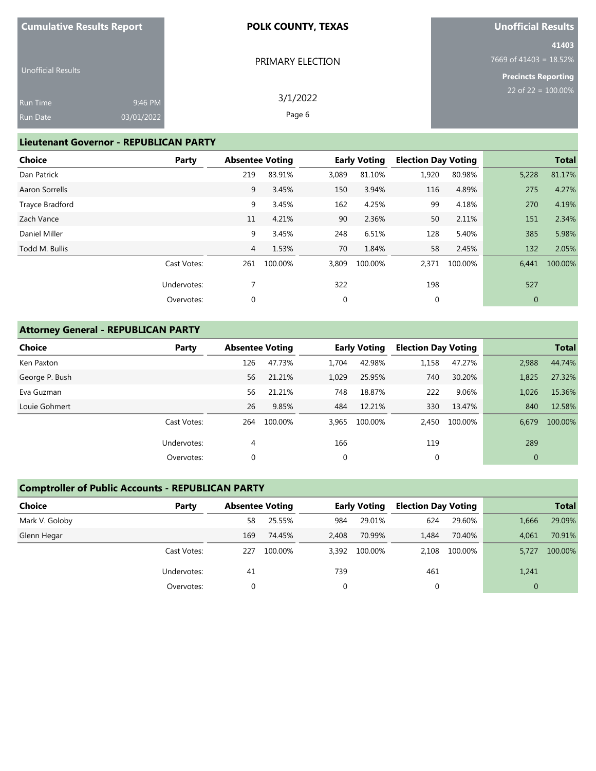| Cumulative Results Report | POLK COUNTY, TEXAS | Unofficial Results |
|---|---|---|
| Unofficial Results | PRIMARY ELECTION | 41403 |
| | | 7669 of 41403 = 18.52% |
| Run Time 9:46 PM | 3/1/2022 | Precincts Reporting |
| Run Date 03/01/2022 | | 22 of 22 = 100.00% |

## Lieutenant Governor - REPUBLICAN PARTY

| Choice | Party | Absentee Voting | | Early Voting | | Election Day Voting | | Total | |
|---|---|---|---|---|---|---|---|---|---|
| Dan Patrick | | 219 | 83.91% | 3,089 | 81.10% | 1,920 | 80.98% | 5,228 | 81.17% |
| Aaron Sorrells | | 9 | 3.45% | 150 | 3.94% | 116 | 4.89% | 275 | 4.27% |
| Trayce Bradford | | 9 | 3.45% | 162 | 4.25% | 99 | 4.18% | 270 | 4.19% |
| Zach Vance | | 11 | 4.21% | 90 | 2.36% | 50 | 2.11% | 151 | 2.34% |
| Daniel Miller | | 9 | 3.45% | 248 | 6.51% | 128 | 5.40% | 385 | 5.98% |
| Todd M. Bullis | | 4 | 1.53% | 70 | 1.84% | 58 | 2.45% | 132 | 2.05% |
| | Cast Votes: | 261 | 100.00% | 3,809 | 100.00% | 2,371 | 100.00% | 6,441 | 100.00% |
| | Undervotes: | 7 | | 322 | | 198 | | 527 | |
| | Overvotes: | 0 | | 0 | | 0 | | 0 | |

## Attorney General - REPUBLICAN PARTY

| Choice | Party | Absentee Voting | | Early Voting | | Election Day Voting | | Total | |
|---|---|---|---|---|---|---|---|---|---|
| Ken Paxton | | 126 | 47.73% | 1,704 | 42.98% | 1,158 | 47.27% | 2,988 | 44.74% |
| George P. Bush | | 56 | 21.21% | 1,029 | 25.95% | 740 | 30.20% | 1,825 | 27.32% |
| Eva Guzman | | 56 | 21.21% | 748 | 18.87% | 222 | 9.06% | 1,026 | 15.36% |
| Louie Gohmert | | 26 | 9.85% | 484 | 12.21% | 330 | 13.47% | 840 | 12.58% |
| | Cast Votes: | 264 | 100.00% | 3,965 | 100.00% | 2,450 | 100.00% | 6,679 | 100.00% |
| | Undervotes: | 4 | | 166 | | 119 | | 289 | |
| | Overvotes: | 0 | | 0 | | 0 | | 0 | |

## Comptroller of Public Accounts - REPUBLICAN PARTY

| Choice | Party | Absentee Voting | | Early Voting | | Election Day Voting | | Total | |
|---|---|---|---|---|---|---|---|---|---|
| Mark V. Goloby | | 58 | 25.55% | 984 | 29.01% | 624 | 29.60% | 1,666 | 29.09% |
| Glenn Hegar | | 169 | 74.45% | 2,408 | 70.99% | 1,484 | 70.40% | 4,061 | 70.91% |
| | Cast Votes: | 227 | 100.00% | 3,392 | 100.00% | 2,108 | 100.00% | 5,727 | 100.00% |
| | Undervotes: | 41 | | 739 | | 461 | | 1,241 | |
| | Overvotes: | 0 | | 0 | | 0 | | 0 | |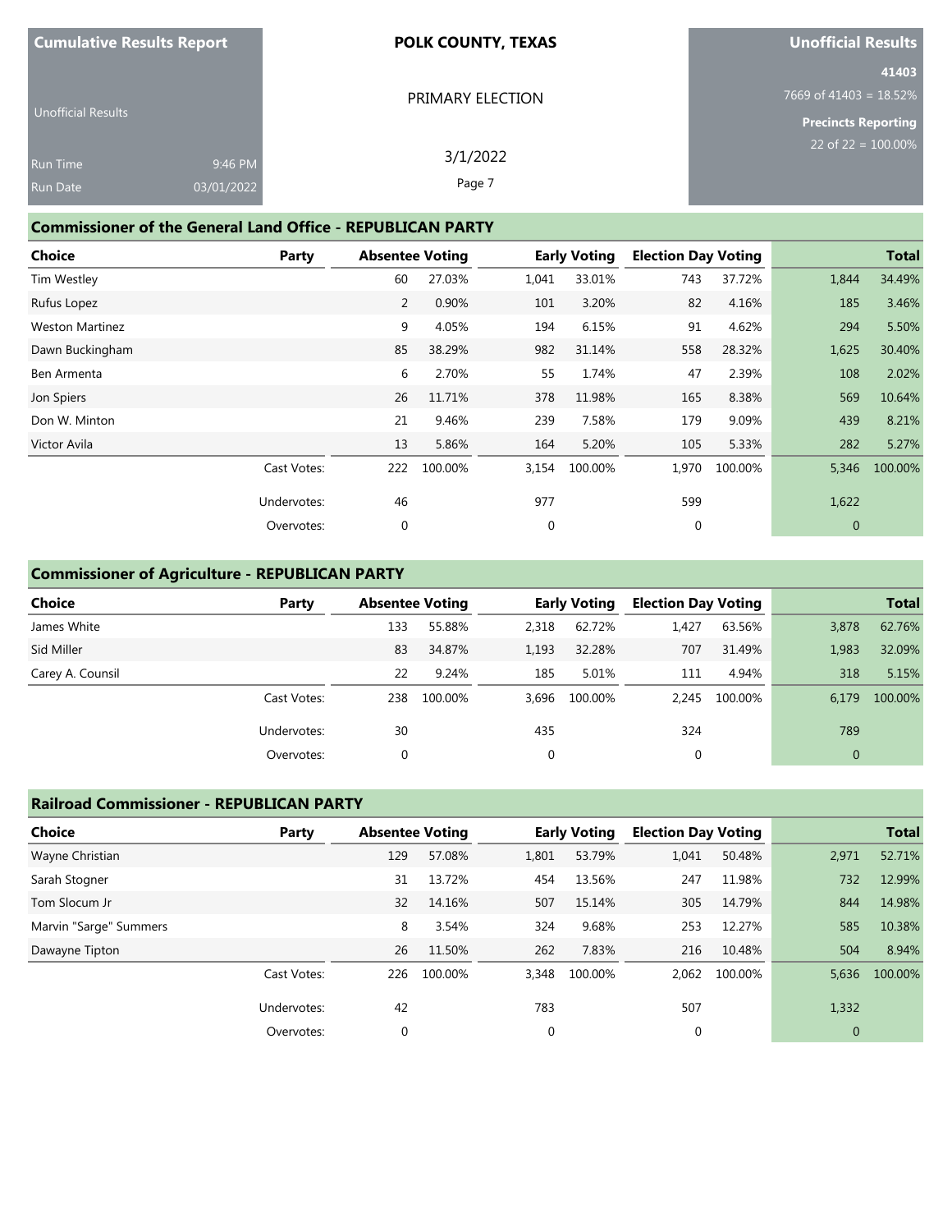**Cumulative Results Report**

Unofficial Results

Run Time 9:46 PM
Run Date 03/01/2022

**POLK COUNTY, TEXAS**

PRIMARY ELECTION

3/1/2022

**Unofficial Results**

**41403**
7669 of 41403 = 18.52%

**Precincts Reporting**
22 of 22 = 100.00%

## Commissioner of the General Land Office - REPUBLICAN PARTY

| Choice | Party | Absentee Voting | | Early Voting | | Election Day Voting | | Total | |
|---|---|---|---|---|---|---|---|---|---|
| Tim Westley | | 60 | 27.03% | 1,041 | 33.01% | 743 | 37.72% | 1,844 | 34.49% |
| Rufus Lopez | | 2 | 0.90% | 101 | 3.20% | 82 | 4.16% | 185 | 3.46% |
| Weston Martinez | | 9 | 4.05% | 194 | 6.15% | 91 | 4.62% | 294 | 5.50% |
| Dawn Buckingham | | 85 | 38.29% | 982 | 31.14% | 558 | 28.32% | 1,625 | 30.40% |
| Ben Armenta | | 6 | 2.70% | 55 | 1.74% | 47 | 2.39% | 108 | 2.02% |
| Jon Spiers | | 26 | 11.71% | 378 | 11.98% | 165 | 8.38% | 569 | 10.64% |
| Don W. Minton | | 21 | 9.46% | 239 | 7.58% | 179 | 9.09% | 439 | 8.21% |
| Victor Avila | | 13 | 5.86% | 164 | 5.20% | 105 | 5.33% | 282 | 5.27% |
| | Cast Votes: | 222 | 100.00% | 3,154 | 100.00% | 1,970 | 100.00% | 5,346 | 100.00% |
| | Undervotes: | 46 | | 977 | | 599 | | 1,622 | |
| | Overvotes: | 0 | | 0 | | 0 | | 0 | |

## Commissioner of Agriculture - REPUBLICAN PARTY

| Choice | Party | Absentee Voting | | Early Voting | | Election Day Voting | | Total | |
|---|---|---|---|---|---|---|---|---|---|
| James White | | 133 | 55.88% | 2,318 | 62.72% | 1,427 | 63.56% | 3,878 | 62.76% |
| Sid Miller | | 83 | 34.87% | 1,193 | 32.28% | 707 | 31.49% | 1,983 | 32.09% |
| Carey A. Counsil | | 22 | 9.24% | 185 | 5.01% | 111 | 4.94% | 318 | 5.15% |
| | Cast Votes: | 238 | 100.00% | 3,696 | 100.00% | 2,245 | 100.00% | 6,179 | 100.00% |
| | Undervotes: | 30 | | 435 | | 324 | | 789 | |
| | Overvotes: | 0 | | 0 | | 0 | | 0 | |

## Railroad Commissioner - REPUBLICAN PARTY

| Choice | Party | Absentee Voting | | Early Voting | | Election Day Voting | | Total | |
|---|---|---|---|---|---|---|---|---|---|
| Wayne Christian | | 129 | 57.08% | 1,801 | 53.79% | 1,041 | 50.48% | 2,971 | 52.71% |
| Sarah Stogner | | 31 | 13.72% | 454 | 13.56% | 247 | 11.98% | 732 | 12.99% |
| Tom Slocum Jr | | 32 | 14.16% | 507 | 15.14% | 305 | 14.79% | 844 | 14.98% |
| Marvin "Sarge" Summers | | 8 | 3.54% | 324 | 9.68% | 253 | 12.27% | 585 | 10.38% |
| Dawayne Tipton | | 26 | 11.50% | 262 | 7.83% | 216 | 10.48% | 504 | 8.94% |
| | Cast Votes: | 226 | 100.00% | 3,348 | 100.00% | 2,062 | 100.00% | 5,636 | 100.00% |
| | Undervotes: | 42 | | 783 | | 507 | | 1,332 | |
| | Overvotes: | 0 | | 0 | | 0 | | 0 | |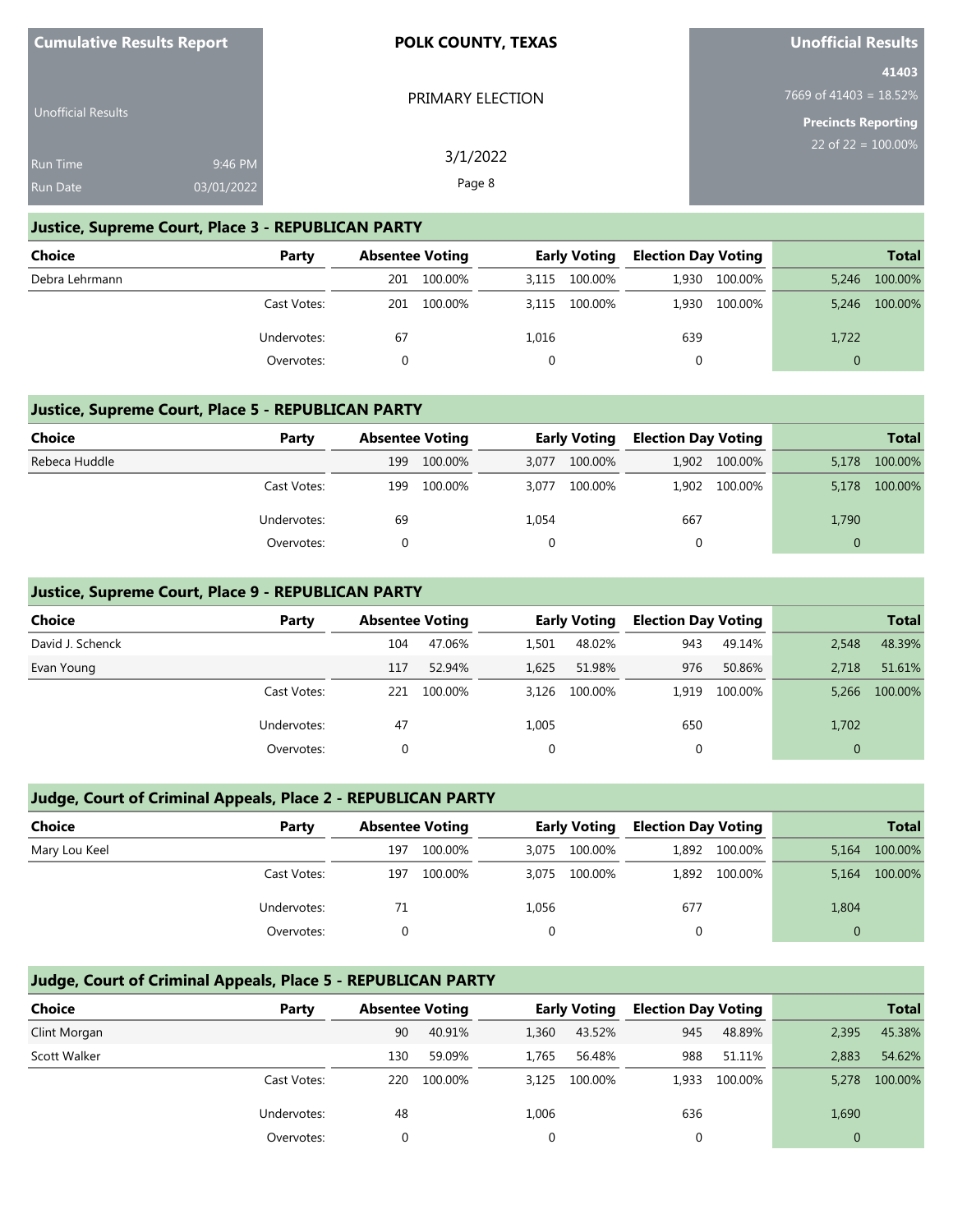## Justice, Supreme Court, Place 3 - REPUBLICAN PARTY

| Choice | Party | Absentee Voting | | Early Voting | | Election Day Voting | | Total | |
|---|---|---|---|---|---|---|---|---|---|
| Debra Lehrmann | | 201 | 100.00% | 3,115 | 100.00% | 1,930 | 100.00% | 5,246 | 100.00% |
| | Cast Votes: | 201 | 100.00% | 3,115 | 100.00% | 1,930 | 100.00% | 5,246 | 100.00% |
| | Undervotes: | 67 | | 1,016 | | 639 | | 1,722 | |
| | Overvotes: | 0 | | 0 | | 0 | | 0 | |

## Justice, Supreme Court, Place 5 - REPUBLICAN PARTY

| Choice | Party | Absentee Voting | | Early Voting | | Election Day Voting | | Total | |
|---|---|---|---|---|---|---|---|---|---|
| Rebeca Huddle | | 199 | 100.00% | 3,077 | 100.00% | 1,902 | 100.00% | 5,178 | 100.00% |
| | Cast Votes: | 199 | 100.00% | 3,077 | 100.00% | 1,902 | 100.00% | 5,178 | 100.00% |
| | Undervotes: | 69 | | 1,054 | | 667 | | 1,790 | |
| | Overvotes: | 0 | | 0 | | 0 | | 0 | |

## Justice, Supreme Court, Place 9 - REPUBLICAN PARTY

| Choice | Party | Absentee Voting | | Early Voting | | Election Day Voting | | Total | |
|---|---|---|---|---|---|---|---|---|---|
| David J. Schenck | | 104 | 47.06% | 1,501 | 48.02% | 943 | 49.14% | 2,548 | 48.39% |
| Evan Young | | 117 | 52.94% | 1,625 | 51.98% | 976 | 50.86% | 2,718 | 51.61% |
| | Cast Votes: | 221 | 100.00% | 3,126 | 100.00% | 1,919 | 100.00% | 5,266 | 100.00% |
| | Undervotes: | 47 | | 1,005 | | 650 | | 1,702 | |
| | Overvotes: | 0 | | 0 | | 0 | | 0 | |

## Judge, Court of Criminal Appeals, Place 2 - REPUBLICAN PARTY

| Choice | Party | Absentee Voting | | Early Voting | | Election Day Voting | | Total | |
|---|---|---|---|---|---|---|---|---|---|
| Mary Lou Keel | | 197 | 100.00% | 3,075 | 100.00% | 1,892 | 100.00% | 5,164 | 100.00% |
| | Cast Votes: | 197 | 100.00% | 3,075 | 100.00% | 1,892 | 100.00% | 5,164 | 100.00% |
| | Undervotes: | 71 | | 1,056 | | 677 | | 1,804 | |
| | Overvotes: | 0 | | 0 | | 0 | | 0 | |

## Judge, Court of Criminal Appeals, Place 5 - REPUBLICAN PARTY

| Choice | Party | Absentee Voting | | Early Voting | | Election Day Voting | | Total | |
|---|---|---|---|---|---|---|---|---|---|
| Clint Morgan | | 90 | 40.91% | 1,360 | 43.52% | 945 | 48.89% | 2,395 | 45.38% |
| Scott Walker | | 130 | 59.09% | 1,765 | 56.48% | 988 | 51.11% | 2,883 | 54.62% |
| | Cast Votes: | 220 | 100.00% | 3,125 | 100.00% | 1,933 | 100.00% | 5,278 | 100.00% |
| | Undervotes: | 48 | | 1,006 | | 636 | | 1,690 | |
| | Overvotes: | 0 | | 0 | | 0 | | 0 | |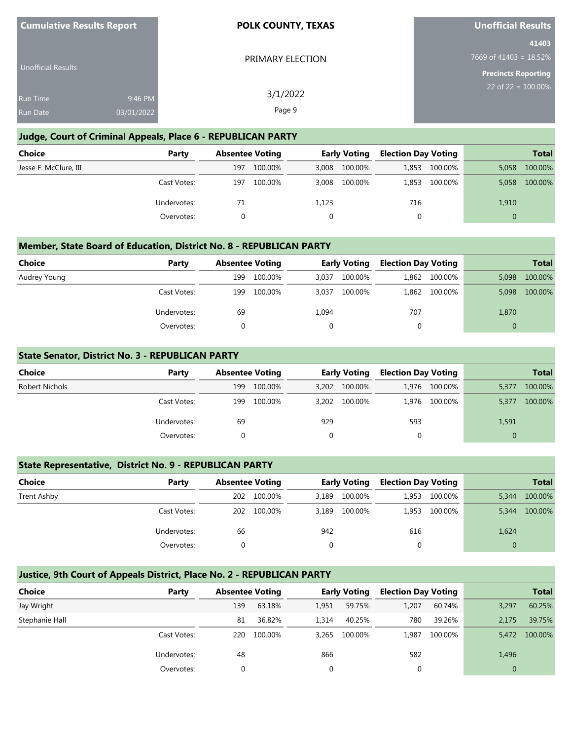| Cumulative Results Report | POLK COUNTY, TEXAS | Unofficial Results |
|---|---|---|
| Unofficial Results | PRIMARY ELECTION | 41403 |
| | | 7669 of 41403 = 18.52% |
| Run Time 9:46 PM | 3/1/2022 | Precincts Reporting |
| Run Date 03/01/2022 | | 22 of 22 = 100.00% |

## Judge, Court of Criminal Appeals, Place 6 - REPUBLICAN PARTY

| Choice | Party | Absentee Voting | | Early Voting | | Election Day Voting | | Total | |
|---|---|---|---|---|---|---|---|---|---|
| Jesse F. McClure, III | | 197 | 100.00% | 3,008 | 100.00% | 1,853 | 100.00% | 5,058 | 100.00% |
| | Cast Votes: | 197 | 100.00% | 3,008 | 100.00% | 1,853 | 100.00% | 5,058 | 100.00% |
| | Undervotes: | 71 | | 1,123 | | 716 | | 1,910 | |
| | Overvotes: | 0 | | 0 | | 0 | | 0 | |

## Member, State Board of Education, District No. 8 - REPUBLICAN PARTY

| Choice | Party | Absentee Voting | | Early Voting | | Election Day Voting | | Total | |
|---|---|---|---|---|---|---|---|---|---|
| Audrey Young | | 199 | 100.00% | 3,037 | 100.00% | 1,862 | 100.00% | 5,098 | 100.00% |
| | Cast Votes: | 199 | 100.00% | 3,037 | 100.00% | 1,862 | 100.00% | 5,098 | 100.00% |
| | Undervotes: | 69 | | 1,094 | | 707 | | 1,870 | |
| | Overvotes: | 0 | | 0 | | 0 | | 0 | |

## State Senator, District No. 3 - REPUBLICAN PARTY

| Choice | Party | Absentee Voting | | Early Voting | | Election Day Voting | | Total | |
|---|---|---|---|---|---|---|---|---|---|
| Robert Nichols | | 199 | 100.00% | 3,202 | 100.00% | 1,976 | 100.00% | 5,377 | 100.00% |
| | Cast Votes: | 199 | 100.00% | 3,202 | 100.00% | 1,976 | 100.00% | 5,377 | 100.00% |
| | Undervotes: | 69 | | 929 | | 593 | | 1,591 | |
| | Overvotes: | 0 | | 0 | | 0 | | 0 | |

## State Representative, District No. 9 - REPUBLICAN PARTY

| Choice | Party | Absentee Voting | | Early Voting | | Election Day Voting | | Total | |
|---|---|---|---|---|---|---|---|---|---|
| Trent Ashby | | 202 | 100.00% | 3,189 | 100.00% | 1,953 | 100.00% | 5,344 | 100.00% |
| | Cast Votes: | 202 | 100.00% | 3,189 | 100.00% | 1,953 | 100.00% | 5,344 | 100.00% |
| | Undervotes: | 66 | | 942 | | 616 | | 1,624 | |
| | Overvotes: | 0 | | 0 | | 0 | | 0 | |

## Justice, 9th Court of Appeals District, Place No. 2 - REPUBLICAN PARTY

| Choice | Party | Absentee Voting | | Early Voting | | Election Day Voting | | Total | |
|---|---|---|---|---|---|---|---|---|---|
| Jay Wright | | 139 | 63.18% | 1,951 | 59.75% | 1,207 | 60.74% | 3,297 | 60.25% |
| Stephanie Hall | | 81 | 36.82% | 1,314 | 40.25% | 780 | 39.26% | 2,175 | 39.75% |
| | Cast Votes: | 220 | 100.00% | 3,265 | 100.00% | 1,987 | 100.00% | 5,472 | 100.00% |
| | Undervotes: | 48 | | 866 | | 582 | | 1,496 | |
| | Overvotes: | 0 | | 0 | | 0 | | 0 | |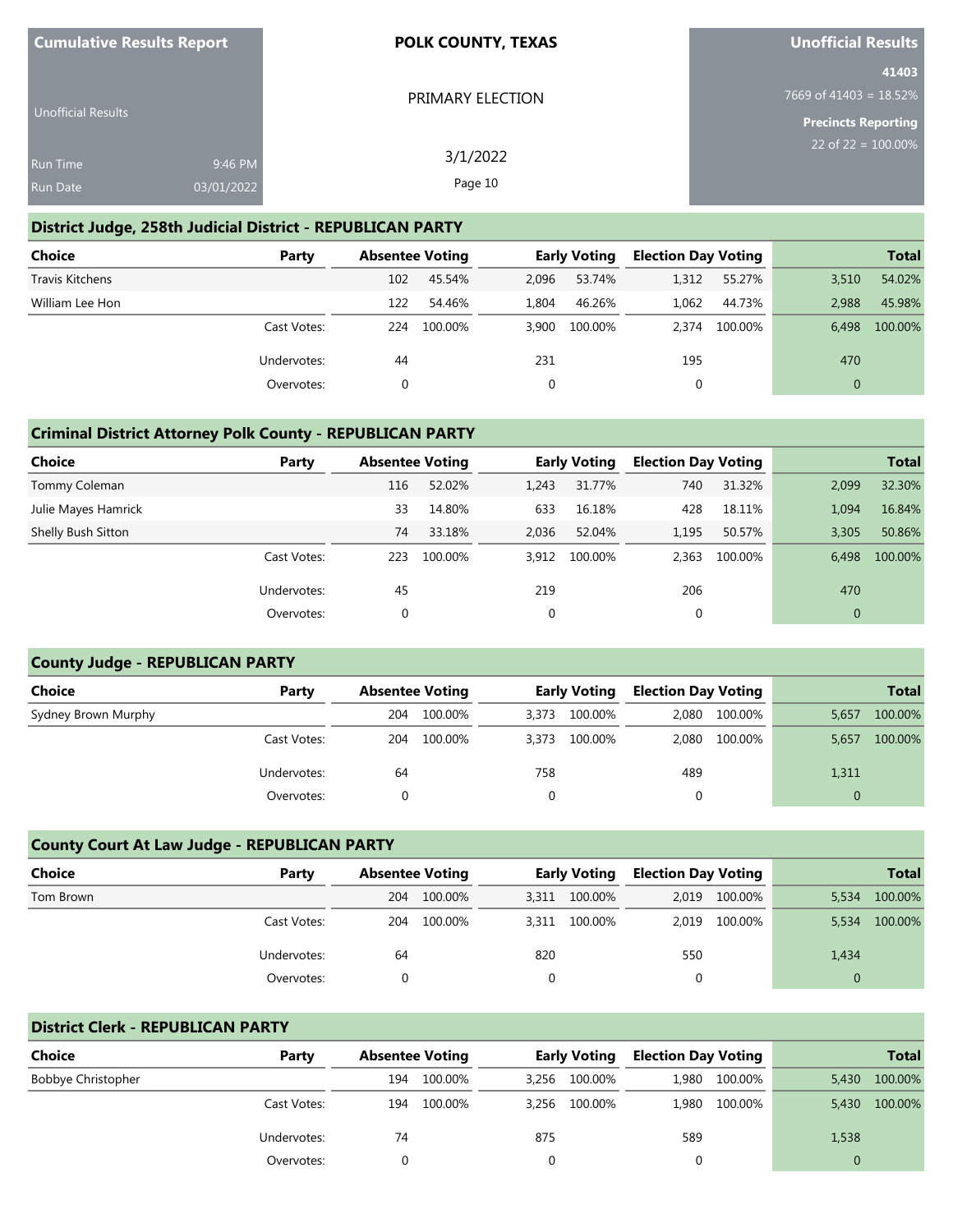| Cumulative Results Report | POLK COUNTY, TEXAS | Unofficial Results |
|---|---|---|
| Unofficial Results | PRIMARY ELECTION | 41403 |
| | | 7669 of 41403 = 18.52% |
| Run Time 9:46 PM | 3/1/2022 | Precincts Reporting |
| Run Date 03/01/2022 | | 22 of 22 = 100.00% |

## District Judge, 258th Judicial District - REPUBLICAN PARTY

| Choice | Party | Absentee Voting | | Early Voting | | Election Day Voting | | Total | |
|---|---|---|---|---|---|---|---|---|---|
| Travis Kitchens | | 102 | 45.54% | 2,096 | 53.74% | 1,312 | 55.27% | 3,510 | 54.02% |
| William Lee Hon | | 122 | 54.46% | 1,804 | 46.26% | 1,062 | 44.73% | 2,988 | 45.98% |
| | Cast Votes: | 224 | 100.00% | 3,900 | 100.00% | 2,374 | 100.00% | 6,498 | 100.00% |
| | Undervotes: | 44 | | 231 | | 195 | | 470 | |
| | Overvotes: | 0 | | 0 | | 0 | | 0 | |

## Criminal District Attorney Polk County - REPUBLICAN PARTY

| Choice | Party | Absentee Voting | | Early Voting | | Election Day Voting | | Total | |
|---|---|---|---|---|---|---|---|---|---|
| Tommy Coleman | | 116 | 52.02% | 1,243 | 31.77% | 740 | 31.32% | 2,099 | 32.30% |
| Julie Mayes Hamrick | | 33 | 14.80% | 633 | 16.18% | 428 | 18.11% | 1,094 | 16.84% |
| Shelly Bush Sitton | | 74 | 33.18% | 2,036 | 52.04% | 1,195 | 50.57% | 3,305 | 50.86% |
| | Cast Votes: | 223 | 100.00% | 3,912 | 100.00% | 2,363 | 100.00% | 6,498 | 100.00% |
| | Undervotes: | 45 | | 219 | | 206 | | 470 | |
| | Overvotes: | 0 | | 0 | | 0 | | 0 | |

## County Judge - REPUBLICAN PARTY

| Choice | Party | Absentee Voting | | Early Voting | | Election Day Voting | | Total | |
|---|---|---|---|---|---|---|---|---|---|
| Sydney Brown Murphy | | 204 | 100.00% | 3,373 | 100.00% | 2,080 | 100.00% | 5,657 | 100.00% |
| | Cast Votes: | 204 | 100.00% | 3,373 | 100.00% | 2,080 | 100.00% | 5,657 | 100.00% |
| | Undervotes: | 64 | | 758 | | 489 | | 1,311 | |
| | Overvotes: | 0 | | 0 | | 0 | | 0 | |

## County Court At Law Judge - REPUBLICAN PARTY

| Choice | Party | Absentee Voting | | Early Voting | | Election Day Voting | | Total | |
|---|---|---|---|---|---|---|---|---|---|
| Tom Brown | | 204 | 100.00% | 3,311 | 100.00% | 2,019 | 100.00% | 5,534 | 100.00% |
| | Cast Votes: | 204 | 100.00% | 3,311 | 100.00% | 2,019 | 100.00% | 5,534 | 100.00% |
| | Undervotes: | 64 | | 820 | | 550 | | 1,434 | |
| | Overvotes: | 0 | | 0 | | 0 | | 0 | |

## District Clerk - REPUBLICAN PARTY

| Choice | Party | Absentee Voting | | Early Voting | | Election Day Voting | | Total | |
|---|---|---|---|---|---|---|---|---|---|
| Bobbye Christopher | | 194 | 100.00% | 3,256 | 100.00% | 1,980 | 100.00% | 5,430 | 100.00% |
| | Cast Votes: | 194 | 100.00% | 3,256 | 100.00% | 1,980 | 100.00% | 5,430 | 100.00% |
| | Undervotes: | 74 | | 875 | | 589 | | 1,538 | |
| | Overvotes: | 0 | | 0 | | 0 | | 0 | |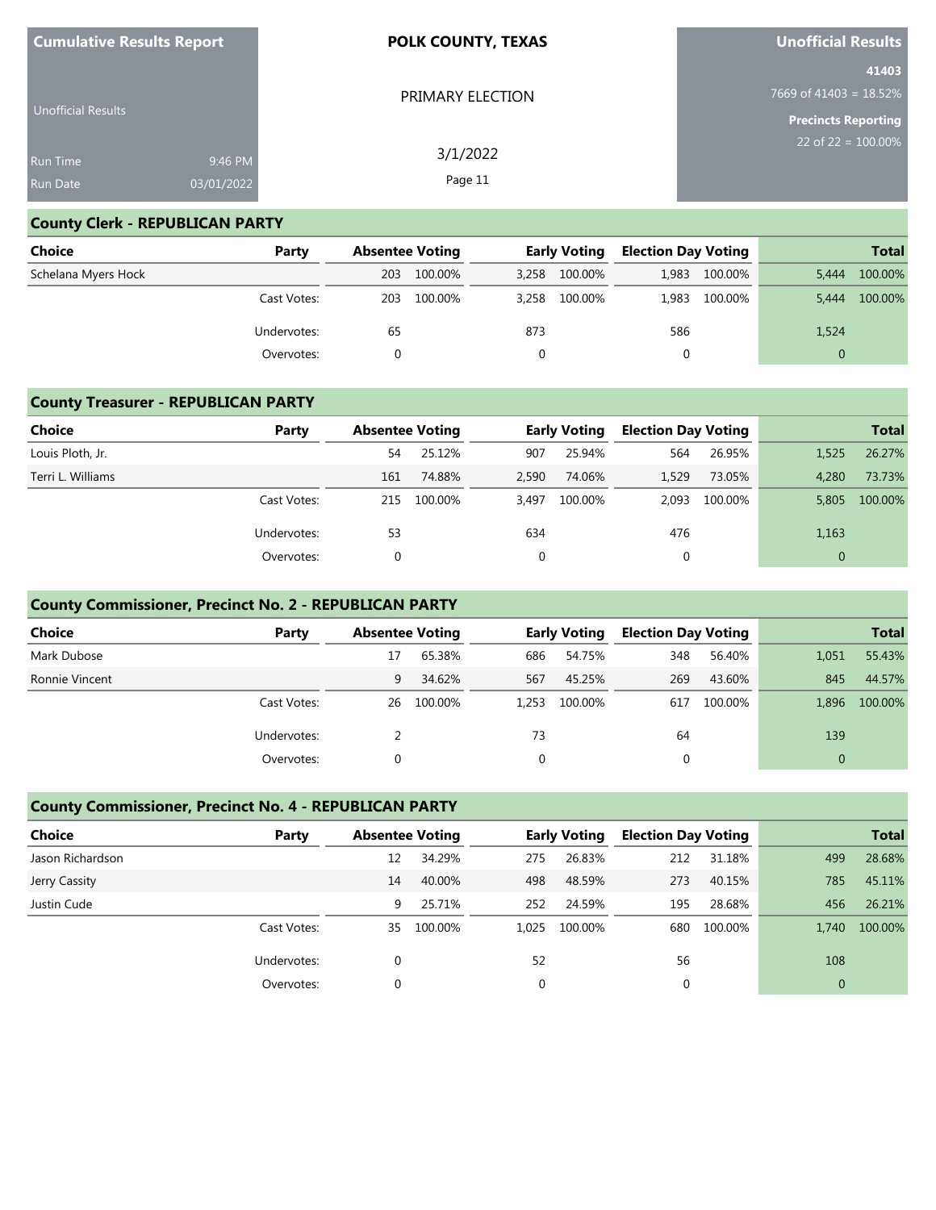**Cumulative Results Report**

Unofficial Results

Run Time 9:46 PM

Run Date 03/01/2022

**POLK COUNTY, TEXAS**

PRIMARY ELECTION

3/1/2022

**Unofficial Results**

**41403**

7669 of 41403 = 18.52%

**Precincts Reporting**

22 of 22 = 100.00%

## County Clerk - REPUBLICAN PARTY

| Choice | Party | Absentee Voting | | Early Voting | | Election Day Voting | | Total | |
|---|---|---|---|---|---|---|---|---|---|
| Schelana Myers Hock | | 203 | 100.00% | 3,258 | 100.00% | 1,983 | 100.00% | 5,444 | 100.00% |
| | Cast Votes: | 203 | 100.00% | 3,258 | 100.00% | 1,983 | 100.00% | 5,444 | 100.00% |
| | Undervotes: | 65 | | 873 | | 586 | | 1,524 | |
| | Overvotes: | 0 | | 0 | | 0 | | 0 | |

## County Treasurer - REPUBLICAN PARTY

| Choice | Party | Absentee Voting | | Early Voting | | Election Day Voting | | Total | |
|---|---|---|---|---|---|---|---|---|---|
| Louis Ploth, Jr. | | 54 | 25.12% | 907 | 25.94% | 564 | 26.95% | 1,525 | 26.27% |
| Terri L. Williams | | 161 | 74.88% | 2,590 | 74.06% | 1,529 | 73.05% | 4,280 | 73.73% |
| | Cast Votes: | 215 | 100.00% | 3,497 | 100.00% | 2,093 | 100.00% | 5,805 | 100.00% |
| | Undervotes: | 53 | | 634 | | 476 | | 1,163 | |
| | Overvotes: | 0 | | 0 | | 0 | | 0 | |

## County Commissioner, Precinct No. 2 - REPUBLICAN PARTY

| Choice | Party | Absentee Voting | | Early Voting | | Election Day Voting | | Total | |
|---|---|---|---|---|---|---|---|---|---|
| Mark Dubose | | 17 | 65.38% | 686 | 54.75% | 348 | 56.40% | 1,051 | 55.43% |
| Ronnie Vincent | | 9 | 34.62% | 567 | 45.25% | 269 | 43.60% | 845 | 44.57% |
| | Cast Votes: | 26 | 100.00% | 1,253 | 100.00% | 617 | 100.00% | 1,896 | 100.00% |
| | Undervotes: | 2 | | 73 | | 64 | | 139 | |
| | Overvotes: | 0 | | 0 | | 0 | | 0 | |

## County Commissioner, Precinct No. 4 - REPUBLICAN PARTY

| Choice | Party | Absentee Voting | | Early Voting | | Election Day Voting | | Total | |
|---|---|---|---|---|---|---|---|---|---|
| Jason Richardson | | 12 | 34.29% | 275 | 26.83% | 212 | 31.18% | 499 | 28.68% |
| Jerry Cassity | | 14 | 40.00% | 498 | 48.59% | 273 | 40.15% | 785 | 45.11% |
| Justin Cude | | 9 | 25.71% | 252 | 24.59% | 195 | 28.68% | 456 | 26.21% |
| | Cast Votes: | 35 | 100.00% | 1,025 | 100.00% | 680 | 100.00% | 1,740 | 100.00% |
| | Undervotes: | 0 | | 52 | | 56 | | 108 | |
| | Overvotes: | 0 | | 0 | | 0 | | 0 | |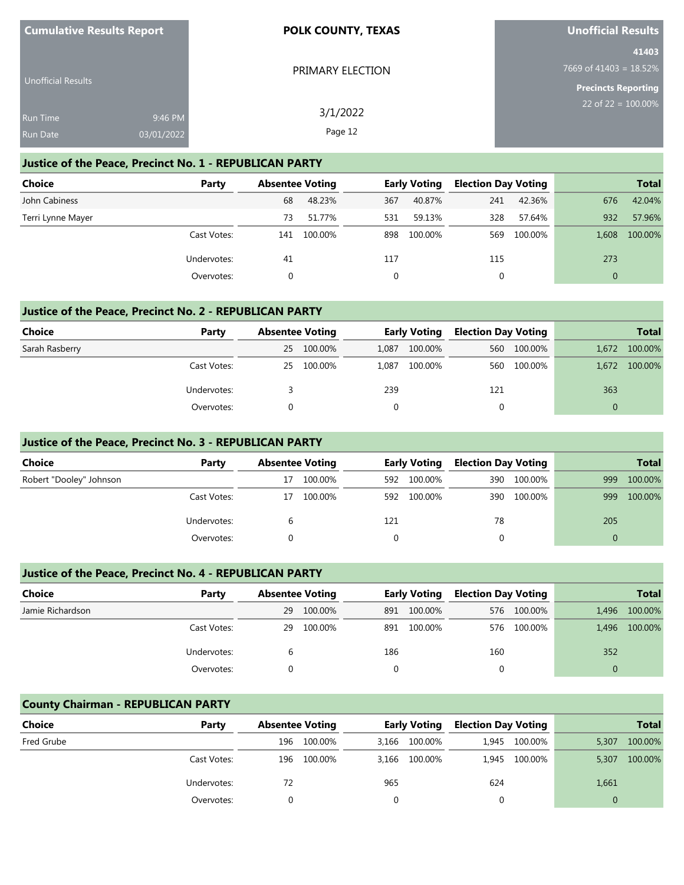**Cumulative Results Report**

Unofficial Results

Run Time 9:46 PM
Run Date 03/01/2022

**POLK COUNTY, TEXAS**

PRIMARY ELECTION

3/1/2022

**Unofficial Results**

**41403**
7669 of 41403 = 18.52%

**Precincts Reporting**
22 of 22 = 100.00%

## Justice of the Peace, Precinct No. 1 - REPUBLICAN PARTY

| Choice | Party | Absentee Voting | | Early Voting | | Election Day Voting | | Total | |
|---|---|---|---|---|---|---|---|---|---|
| John Cabiness | | 68 | 48.23% | 367 | 40.87% | 241 | 42.36% | 676 | 42.04% |
| Terri Lynne Mayer | | 73 | 51.77% | 531 | 59.13% | 328 | 57.64% | 932 | 57.96% |
| | Cast Votes: | 141 | 100.00% | 898 | 100.00% | 569 | 100.00% | 1,608 | 100.00% |
| | Undervotes: | 41 | | 117 | | 115 | | 273 | |
| | Overvotes: | 0 | | 0 | | 0 | | 0 | |

## Justice of the Peace, Precinct No. 2 - REPUBLICAN PARTY

| Choice | Party | Absentee Voting | | Early Voting | | Election Day Voting | | Total | |
|---|---|---|---|---|---|---|---|---|---|
| Sarah Rasberry | | 25 | 100.00% | 1,087 | 100.00% | 560 | 100.00% | 1,672 | 100.00% |
| | Cast Votes: | 25 | 100.00% | 1,087 | 100.00% | 560 | 100.00% | 1,672 | 100.00% |
| | Undervotes: | 3 | | 239 | | 121 | | 363 | |
| | Overvotes: | 0 | | 0 | | 0 | | 0 | |

## Justice of the Peace, Precinct No. 3 - REPUBLICAN PARTY

| Choice | Party | Absentee Voting | | Early Voting | | Election Day Voting | | Total | |
|---|---|---|---|---|---|---|---|---|---|
| Robert "Dooley" Johnson | | 17 | 100.00% | 592 | 100.00% | 390 | 100.00% | 999 | 100.00% |
| | Cast Votes: | 17 | 100.00% | 592 | 100.00% | 390 | 100.00% | 999 | 100.00% |
| | Undervotes: | 6 | | 121 | | 78 | | 205 | |
| | Overvotes: | 0 | | 0 | | 0 | | 0 | |

## Justice of the Peace, Precinct No. 4 - REPUBLICAN PARTY

| Choice | Party | Absentee Voting | | Early Voting | | Election Day Voting | | Total | |
|---|---|---|---|---|---|---|---|---|---|
| Jamie Richardson | | 29 | 100.00% | 891 | 100.00% | 576 | 100.00% | 1,496 | 100.00% |
| | Cast Votes: | 29 | 100.00% | 891 | 100.00% | 576 | 100.00% | 1,496 | 100.00% |
| | Undervotes: | 6 | | 186 | | 160 | | 352 | |
| | Overvotes: | 0 | | 0 | | 0 | | 0 | |

## County Chairman - REPUBLICAN PARTY

| Choice | Party | Absentee Voting | | Early Voting | | Election Day Voting | | Total | |
|---|---|---|---|---|---|---|---|---|---|
| Fred Grube | | 196 | 100.00% | 3,166 | 100.00% | 1,945 | 100.00% | 5,307 | 100.00% |
| | Cast Votes: | 196 | 100.00% | 3,166 | 100.00% | 1,945 | 100.00% | 5,307 | 100.00% |
| | Undervotes: | 72 | | 965 | | 624 | | 1,661 | |
| | Overvotes: | 0 | | 0 | | 0 | | 0 | |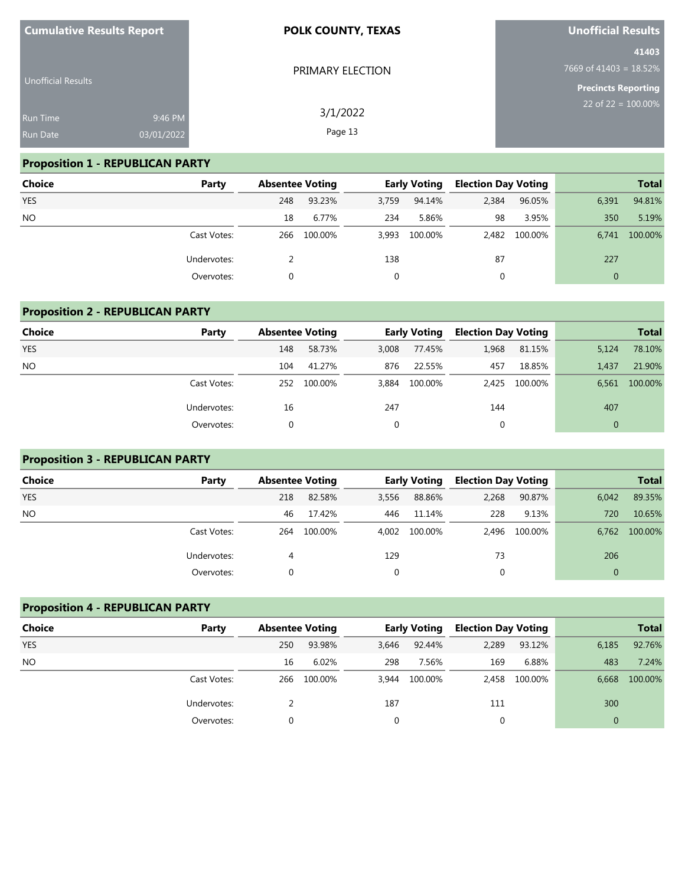**Cumulative Results Report** | **POLK COUNTY, TEXAS** | **Unofficial Results**

Unofficial Results

PRIMARY ELECTION

3/1/2022

Run Time 9:46 PM
Run Date 03/01/2022

**41403**
7669 of 41403 = 18.52%

**Precincts Reporting**
22 of 22 = 100.00%

## Proposition 1 - REPUBLICAN PARTY

| Choice | Party | Absentee Voting | | Early Voting | | Election Day Voting | | Total | |
|---|---|---|---|---|---|---|---|---|---|
| YES | | 248 | 93.23% | 3,759 | 94.14% | 2,384 | 96.05% | 6,391 | 94.81% |
| NO | | 18 | 6.77% | 234 | 5.86% | 98 | 3.95% | 350 | 5.19% |
| | Cast Votes: | 266 | 100.00% | 3,993 | 100.00% | 2,482 | 100.00% | 6,741 | 100.00% |
| | Undervotes: | 2 | | 138 | | 87 | | 227 | |
| | Overvotes: | 0 | | 0 | | 0 | | 0 | |

## Proposition 2 - REPUBLICAN PARTY

| Choice | Party | Absentee Voting | | Early Voting | | Election Day Voting | | Total | |
|---|---|---|---|---|---|---|---|---|---|
| YES | | 148 | 58.73% | 3,008 | 77.45% | 1,968 | 81.15% | 5,124 | 78.10% |
| NO | | 104 | 41.27% | 876 | 22.55% | 457 | 18.85% | 1,437 | 21.90% |
| | Cast Votes: | 252 | 100.00% | 3,884 | 100.00% | 2,425 | 100.00% | 6,561 | 100.00% |
| | Undervotes: | 16 | | 247 | | 144 | | 407 | |
| | Overvotes: | 0 | | 0 | | 0 | | 0 | |

## Proposition 3 - REPUBLICAN PARTY

| Choice | Party | Absentee Voting | | Early Voting | | Election Day Voting | | Total | |
|---|---|---|---|---|---|---|---|---|---|
| YES | | 218 | 82.58% | 3,556 | 88.86% | 2,268 | 90.87% | 6,042 | 89.35% |
| NO | | 46 | 17.42% | 446 | 11.14% | 228 | 9.13% | 720 | 10.65% |
| | Cast Votes: | 264 | 100.00% | 4,002 | 100.00% | 2,496 | 100.00% | 6,762 | 100.00% |
| | Undervotes: | 4 | | 129 | | 73 | | 206 | |
| | Overvotes: | 0 | | 0 | | 0 | | 0 | |

## Proposition 4 - REPUBLICAN PARTY

| Choice | Party | Absentee Voting | | Early Voting | | Election Day Voting | | Total | |
|---|---|---|---|---|---|---|---|---|---|
| YES | | 250 | 93.98% | 3,646 | 92.44% | 2,289 | 93.12% | 6,185 | 92.76% |
| NO | | 16 | 6.02% | 298 | 7.56% | 169 | 6.88% | 483 | 7.24% |
| | Cast Votes: | 266 | 100.00% | 3,944 | 100.00% | 2,458 | 100.00% | 6,668 | 100.00% |
| | Undervotes: | 2 | | 187 | | 111 | | 300 | |
| | Overvotes: | 0 | | 0 | | 0 | | 0 | |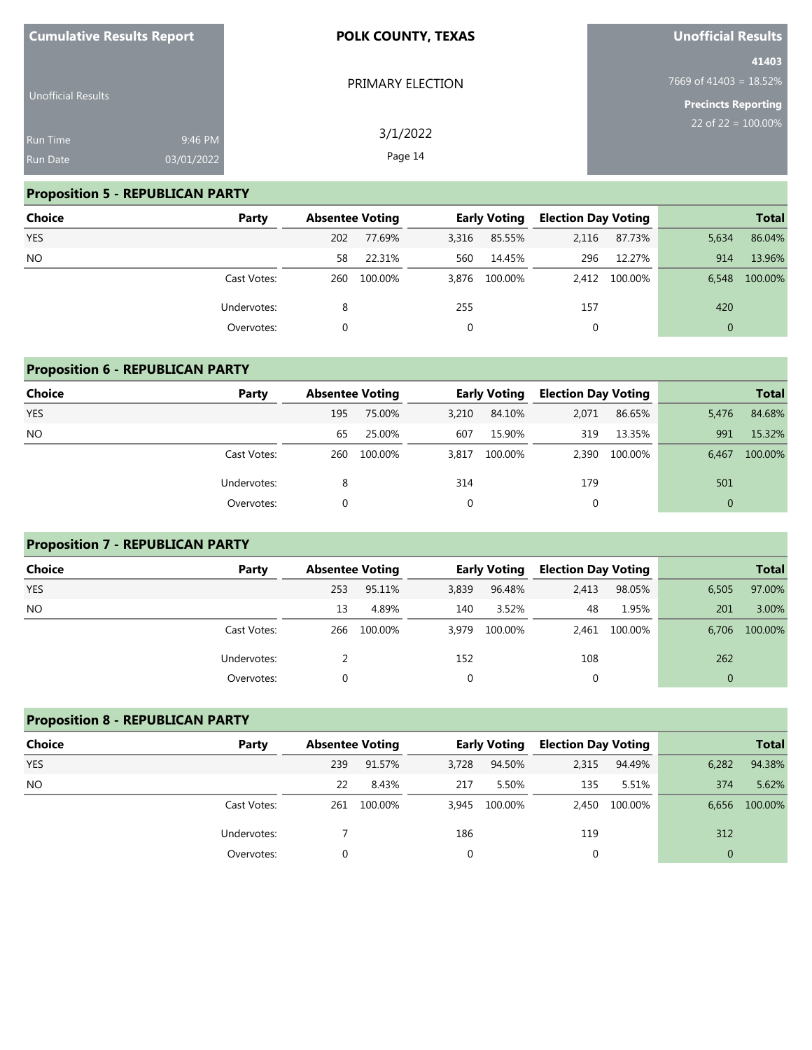Cumulative Results Report

Unofficial Results

Run Time 9:46 PM
Run Date 03/01/2022

**POLK COUNTY, TEXAS**

PRIMARY ELECTION

3/1/2022

**Unofficial Results**

**41403**
7669 of 41403 = 18.52%

**Precincts Reporting**
22 of 22 = 100.00%

## Proposition 5 - REPUBLICAN PARTY

| Choice | Party | Absentee Voting | | Early Voting | | Election Day Voting | | Total | |
|---|---|---|---|---|---|---|---|---|---|
| YES | | 202 | 77.69% | 3,316 | 85.55% | 2,116 | 87.73% | 5,634 | 86.04% |
| NO | | 58 | 22.31% | 560 | 14.45% | 296 | 12.27% | 914 | 13.96% |
| | Cast Votes: | 260 | 100.00% | 3,876 | 100.00% | 2,412 | 100.00% | 6,548 | 100.00% |
| | Undervotes: | 8 | | 255 | | 157 | | 420 | |
| | Overvotes: | 0 | | 0 | | 0 | | 0 | |

## Proposition 6 - REPUBLICAN PARTY

| Choice | Party | Absentee Voting | | Early Voting | | Election Day Voting | | Total | |
|---|---|---|---|---|---|---|---|---|---|
| YES | | 195 | 75.00% | 3,210 | 84.10% | 2,071 | 86.65% | 5,476 | 84.68% |
| NO | | 65 | 25.00% | 607 | 15.90% | 319 | 13.35% | 991 | 15.32% |
| | Cast Votes: | 260 | 100.00% | 3,817 | 100.00% | 2,390 | 100.00% | 6,467 | 100.00% |
| | Undervotes: | 8 | | 314 | | 179 | | 501 | |
| | Overvotes: | 0 | | 0 | | 0 | | 0 | |

## Proposition 7 - REPUBLICAN PARTY

| Choice | Party | Absentee Voting | | Early Voting | | Election Day Voting | | Total | |
|---|---|---|---|---|---|---|---|---|---|
| YES | | 253 | 95.11% | 3,839 | 96.48% | 2,413 | 98.05% | 6,505 | 97.00% |
| NO | | 13 | 4.89% | 140 | 3.52% | 48 | 1.95% | 201 | 3.00% |
| | Cast Votes: | 266 | 100.00% | 3,979 | 100.00% | 2,461 | 100.00% | 6,706 | 100.00% |
| | Undervotes: | 2 | | 152 | | 108 | | 262 | |
| | Overvotes: | 0 | | 0 | | 0 | | 0 | |

## Proposition 8 - REPUBLICAN PARTY

| Choice | Party | Absentee Voting | | Early Voting | | Election Day Voting | | Total | |
|---|---|---|---|---|---|---|---|---|---|
| YES | | 239 | 91.57% | 3,728 | 94.50% | 2,315 | 94.49% | 6,282 | 94.38% |
| NO | | 22 | 8.43% | 217 | 5.50% | 135 | 5.51% | 374 | 5.62% |
| | Cast Votes: | 261 | 100.00% | 3,945 | 100.00% | 2,450 | 100.00% | 6,656 | 100.00% |
| | Undervotes: | 7 | | 186 | | 119 | | 312 | |
| | Overvotes: | 0 | | 0 | | 0 | | 0 | |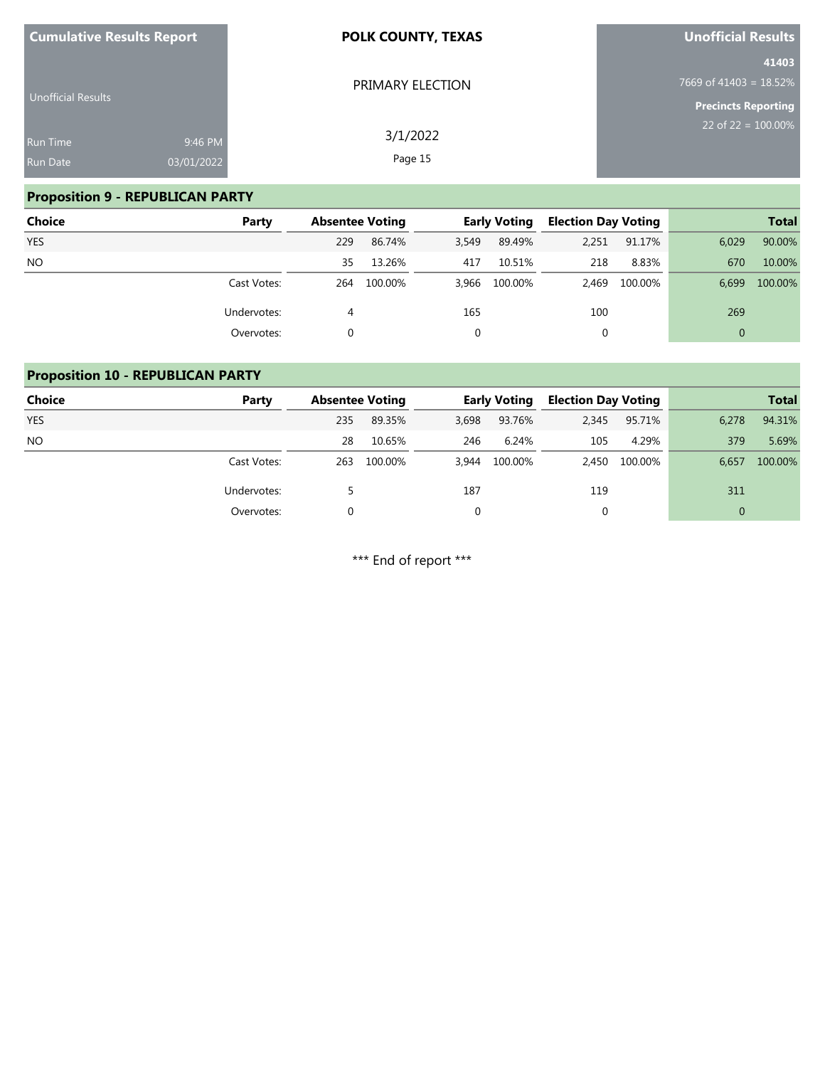## Proposition 9 - REPUBLICAN PARTY

| Choice | Party | Absentee Voting | | Early Voting | | Election Day Voting | | Total | |
|---|---|---|---|---|---|---|---|---|---|
| YES | | 229 | 86.74% | 3,549 | 89.49% | 2,251 | 91.17% | 6,029 | 90.00% |
| NO | | 35 | 13.26% | 417 | 10.51% | 218 | 8.83% | 670 | 10.00% |
| | Cast Votes: | 264 | 100.00% | 3,966 | 100.00% | 2,469 | 100.00% | 6,699 | 100.00% |
| | Undervotes: | 4 | | 165 | | 100 | | 269 | |
| | Overvotes: | 0 | | 0 | | 0 | | 0 | |

## Proposition 10 - REPUBLICAN PARTY

| Choice | Party | Absentee Voting | | Early Voting | | Election Day Voting | | Total | |
|---|---|---|---|---|---|---|---|---|---|
| YES | | 235 | 89.35% | 3,698 | 93.76% | 2,345 | 95.71% | 6,278 | 94.31% |
| NO | | 28 | 10.65% | 246 | 6.24% | 105 | 4.29% | 379 | 5.69% |
| | Cast Votes: | 263 | 100.00% | 3,944 | 100.00% | 2,450 | 100.00% | 6,657 | 100.00% |
| | Undervotes: | 5 | | 187 | | 119 | | 311 | |
| | Overvotes: | 0 | | 0 | | 0 | | 0 | |

*** End of report ***